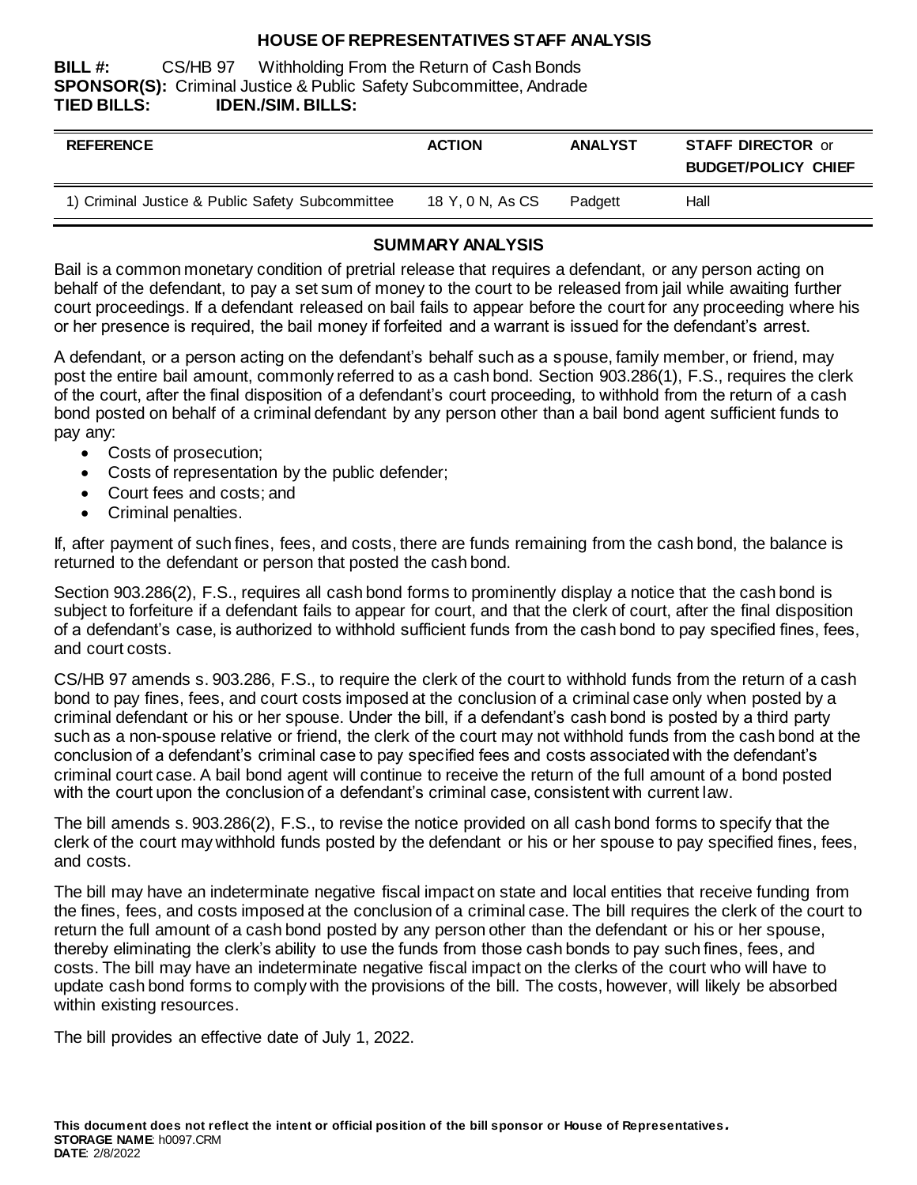# HOUSE OF REPRESENTATIVES STAFF ANALYSIS

**BILL #:** CS/HB 97 Withholding From the Return of Cash Bonds
**SPONSOR(S):** Criminal Justice & Public Safety Subcommittee, Andrade
**TIED BILLS:** **IDEN./SIM. BILLS:**

| REFERENCE | ACTION | ANALYST | STAFF DIRECTOR or BUDGET/POLICY CHIEF |
|---|---|---|---|
| 1) Criminal Justice & Public Safety Subcommittee | 18 Y, 0 N, As CS | Padgett | Hall |

## SUMMARY ANALYSIS

Bail is a common monetary condition of pretrial release that requires a defendant, or any person acting on behalf of the defendant, to pay a set sum of money to the court to be released from jail while awaiting further court proceedings. If a defendant released on bail fails to appear before the court for any proceeding where his or her presence is required, the bail money if forfeited and a warrant is issued for the defendant's arrest.

A defendant, or a person acting on the defendant's behalf such as a spouse, family member, or friend, may post the entire bail amount, commonly referred to as a cash bond. Section 903.286(1), F.S., requires the clerk of the court, after the final disposition of a defendant's court proceeding, to withhold from the return of a cash bond posted on behalf of a criminal defendant by any person other than a bail bond agent sufficient funds to pay any:

- Costs of prosecution;
- Costs of representation by the public defender;
- Court fees and costs; and
- Criminal penalties.

If, after payment of such fines, fees, and costs, there are funds remaining from the cash bond, the balance is returned to the defendant or person that posted the cash bond.

Section 903.286(2), F.S., requires all cash bond forms to prominently display a notice that the cash bond is subject to forfeiture if a defendant fails to appear for court, and that the clerk of court, after the final disposition of a defendant's case, is authorized to withhold sufficient funds from the cash bond to pay specified fines, fees, and court costs.

CS/HB 97 amends s. 903.286, F.S., to require the clerk of the court to withhold funds from the return of a cash bond to pay fines, fees, and court costs imposed at the conclusion of a criminal case only when posted by a criminal defendant or his or her spouse. Under the bill, if a defendant's cash bond is posted by a third party such as a non-spouse relative or friend, the clerk of the court may not withhold funds from the cash bond at the conclusion of a defendant's criminal case to pay specified fees and costs associated with the defendant's criminal court case. A bail bond agent will continue to receive the return of the full amount of a bond posted with the court upon the conclusion of a defendant's criminal case, consistent with current law.

The bill amends s. 903.286(2), F.S., to revise the notice provided on all cash bond forms to specify that the clerk of the court may withhold funds posted by the defendant or his or her spouse to pay specified fines, fees, and costs.

The bill may have an indeterminate negative fiscal impact on state and local entities that receive funding from the fines, fees, and costs imposed at the conclusion of a criminal case. The bill requires the clerk of the court to return the full amount of a cash bond posted by any person other than the defendant or his or her spouse, thereby eliminating the clerk's ability to use the funds from those cash bonds to pay such fines, fees, and costs. The bill may have an indeterminate negative fiscal impact on the clerks of the court who will have to update cash bond forms to comply with the provisions of the bill. The costs, however, will likely be absorbed within existing resources.

The bill provides an effective date of July 1, 2022.

**This document does not reflect the intent or official position of the bill sponsor or House of Representatives.**
**STORAGE NAME**: h0097.CRM
**DATE**: 2/8/2022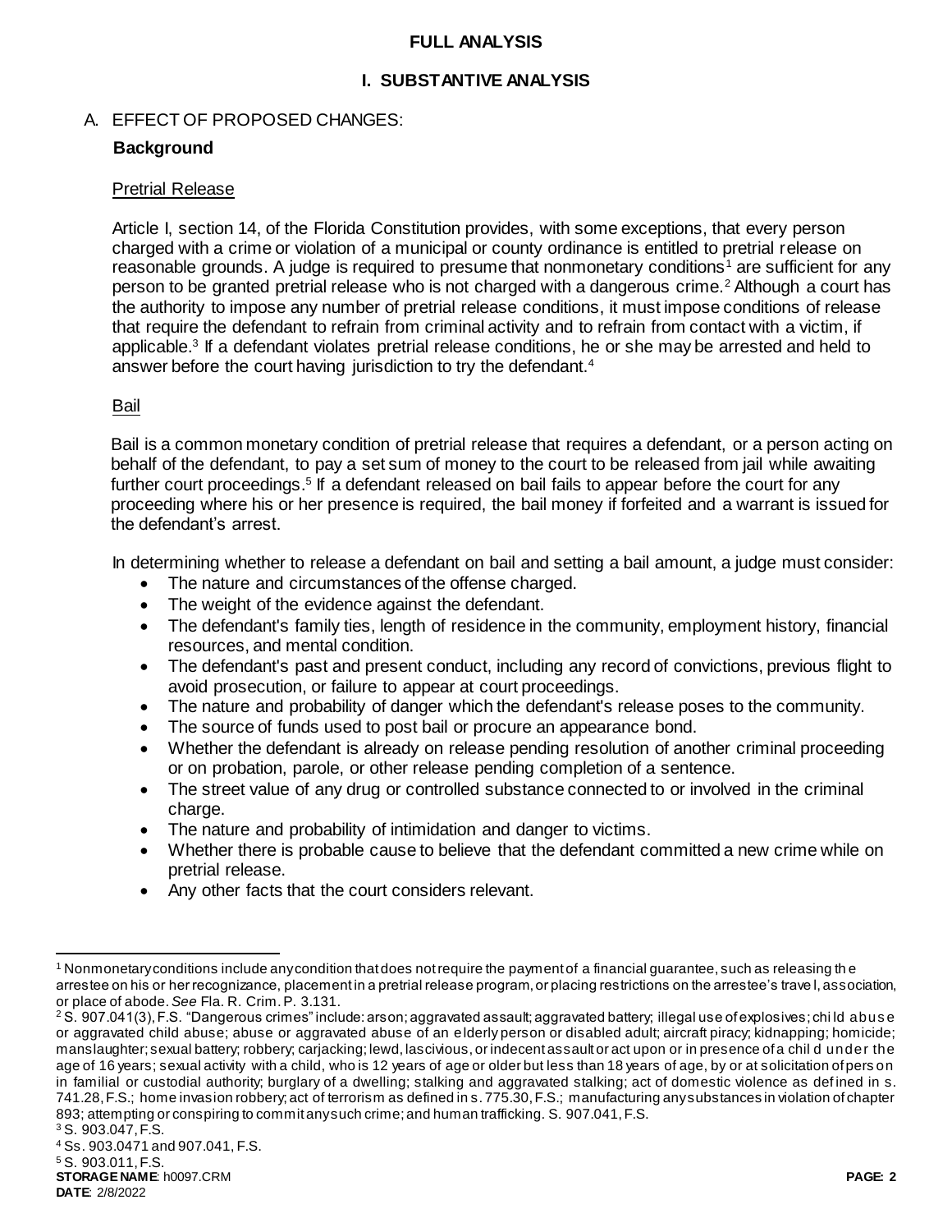## FULL ANALYSIS

### I. SUBSTANTIVE ANALYSIS

A. EFFECT OF PROPOSED CHANGES:

**Background**

Pretrial Release

Article I, section 14, of the Florida Constitution provides, with some exceptions, that every person charged with a crime or violation of a municipal or county ordinance is entitled to pretrial release on reasonable grounds. A judge is required to presume that nonmonetary conditions[1] are sufficient for any person to be granted pretrial release who is not charged with a dangerous crime.[2] Although a court has the authority to impose any number of pretrial release conditions, it must impose conditions of release that require the defendant to refrain from criminal activity and to refrain from contact with a victim, if applicable.[3] If a defendant violates pretrial release conditions, he or she may be arrested and held to answer before the court having jurisdiction to try the defendant.[4]

Bail

Bail is a common monetary condition of pretrial release that requires a defendant, or a person acting on behalf of the defendant, to pay a set sum of money to the court to be released from jail while awaiting further court proceedings.[5] If a defendant released on bail fails to appear before the court for any proceeding where his or her presence is required, the bail money if forfeited and a warrant is issued for the defendant's arrest.

In determining whether to release a defendant on bail and setting a bail amount, a judge must consider:

- The nature and circumstances of the offense charged.
- The weight of the evidence against the defendant.
- The defendant's family ties, length of residence in the community, employment history, financial resources, and mental condition.
- The defendant's past and present conduct, including any record of convictions, previous flight to avoid prosecution, or failure to appear at court proceedings.
- The nature and probability of danger which the defendant's release poses to the community.
- The source of funds used to post bail or procure an appearance bond.
- Whether the defendant is already on release pending resolution of another criminal proceeding or on probation, parole, or other release pending completion of a sentence.
- The street value of any drug or controlled substance connected to or involved in the criminal charge.
- The nature and probability of intimidation and danger to victims.
- Whether there is probable cause to believe that the defendant committed a new crime while on pretrial release.
- Any other facts that the court considers relevant.

---

[1] Nonmonetary conditions include any condition that does not require the payment of a financial guarantee, such as releasing the arrestee on his or her recognizance, placement in a pretrial release program, or placing restrictions on the arrestee's travel, association, or place of abode. *See* Fla. R. Crim. P. 3.131.

[2] S. 907.041(3), F.S. "Dangerous crimes" include: arson; aggravated assault; aggravated battery; illegal use of explosives; child abuse or aggravated child abuse; abuse or aggravated abuse of an elderly person or disabled adult; aircraft piracy; kidnapping; homicide; manslaughter; sexual battery; robbery; carjacking; lewd, lascivious, or indecent assault or act upon or in presence of a child under the age of 16 years; sexual activity with a child, who is 12 years of age or older but less than 18 years of age, by or at solicitation of person in familial or custodial authority; burglary of a dwelling; stalking and aggravated stalking; act of domestic violence as defined in s. 741.28, F.S.; home invasion robbery; act of terrorism as defined in s. 775.30, F.S.; manufacturing any substances in violation of chapter 893; attempting or conspiring to commit any such crime; and human trafficking. S. 907.041, F.S.

[3] S. 903.047, F.S.

[4] Ss. 903.0471 and 907.041, F.S.

[5] S. 903.011, F.S.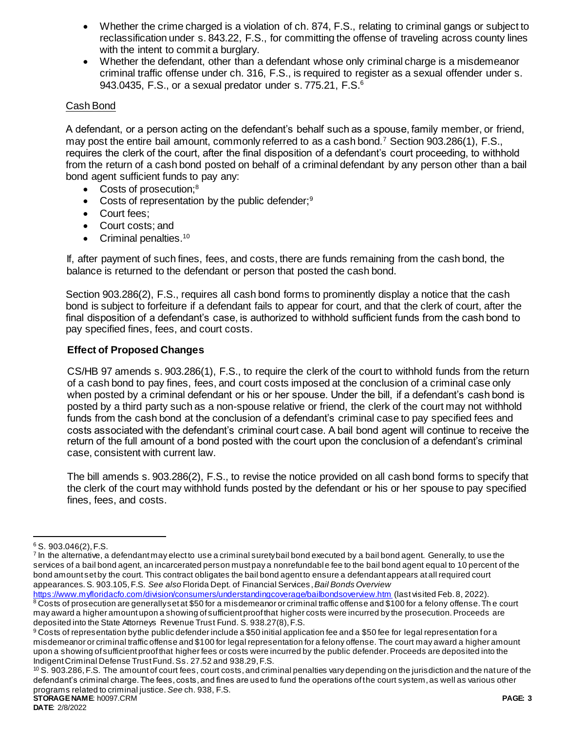- Whether the crime charged is a violation of ch. 874, F.S., relating to criminal gangs or subject to reclassification under s. 843.22, F.S., for committing the offense of traveling across county lines with the intent to commit a burglary.
- Whether the defendant, other than a defendant whose only criminal charge is a misdemeanor criminal traffic offense under ch. 316, F.S., is required to register as a sexual offender under s. 943.0435, F.S., or a sexual predator under s. 775.21, F.S.[6]

Cash Bond

A defendant, or a person acting on the defendant's behalf such as a spouse, family member, or friend, may post the entire bail amount, commonly referred to as a cash bond.[7] Section 903.286(1), F.S., requires the clerk of the court, after the final disposition of a defendant's court proceeding, to withhold from the return of a cash bond posted on behalf of a criminal defendant by any person other than a bail bond agent sufficient funds to pay any:

- Costs of prosecution;[8]
- Costs of representation by the public defender;[9]
- Court fees;
- Court costs; and
- Criminal penalties.[10]

If, after payment of such fines, fees, and costs, there are funds remaining from the cash bond, the balance is returned to the defendant or person that posted the cash bond.

Section 903.286(2), F.S., requires all cash bond forms to prominently display a notice that the cash bond is subject to forfeiture if a defendant fails to appear for court, and that the clerk of court, after the final disposition of a defendant's case, is authorized to withhold sufficient funds from the cash bond to pay specified fines, fees, and court costs.

## Effect of Proposed Changes

CS/HB 97 amends s. 903.286(1), F.S., to require the clerk of the court to withhold funds from the return of a cash bond to pay fines, fees, and court costs imposed at the conclusion of a criminal case only when posted by a criminal defendant or his or her spouse. Under the bill, if a defendant's cash bond is posted by a third party such as a non-spouse relative or friend, the clerk of the court may not withhold funds from the cash bond at the conclusion of a defendant's criminal case to pay specified fees and costs associated with the defendant's criminal court case. A bail bond agent will continue to receive the return of the full amount of a bond posted with the court upon the conclusion of a defendant's criminal case, consistent with current law.

The bill amends s. 903.286(2), F.S., to revise the notice provided on all cash bond forms to specify that the clerk of the court may withhold funds posted by the defendant or his or her spouse to pay specified fines, fees, and costs.

---

[6] S. 903.046(2), F.S.

[7] In the alternative, a defendant may elect to use a criminal surety bail bond executed by a bail bond agent. Generally, to use the services of a bail bond agent, an incarcerated person must pay a nonrefundable fee to the bail bond agent equal to 10 percent of the bond amount set by the court. This contract obligates the bail bond agent to ensure a defendant appears at all required court appearances. S. 903.105, F.S. *See also* Florida Dept. of Financial Services, *Bail Bonds Overview* https://www.myfloridacfo.com/division/consumers/understandingcoverage/bailbondsoverview.htm (last visited Feb. 8, 2022).

[8] Costs of prosecution are generally set at $50 for a misdemeanor or criminal traffic offense and $100 for a felony offense. The court may award a higher amount upon a showing of sufficient proof that higher costs were incurred by the prosecution. Proceeds are deposited into the State Attorneys Revenue Trust Fund. S. 938.27(8), F.S.

[9] Costs of representation by the public defender include a $50 initial application fee and a $50 fee for legal representation for a misdemeanor or criminal traffic offense and $100 for legal representation for a felony offense. The court may award a higher amount upon a showing of sufficient proof that higher fees or costs were incurred by the public defender. Proceeds are deposited into the Indigent Criminal Defense Trust Fund. Ss. 27.52 and 938.29, F.S.

[10] S. 903.286, F.S. The amount of court fees, court costs, and criminal penalties vary depending on the jurisdiction and the nature of the defendant's criminal charge. The fees, costs, and fines are used to fund the operations of the court system, as well as various other programs related to criminal justice. *See* ch. 938, F.S.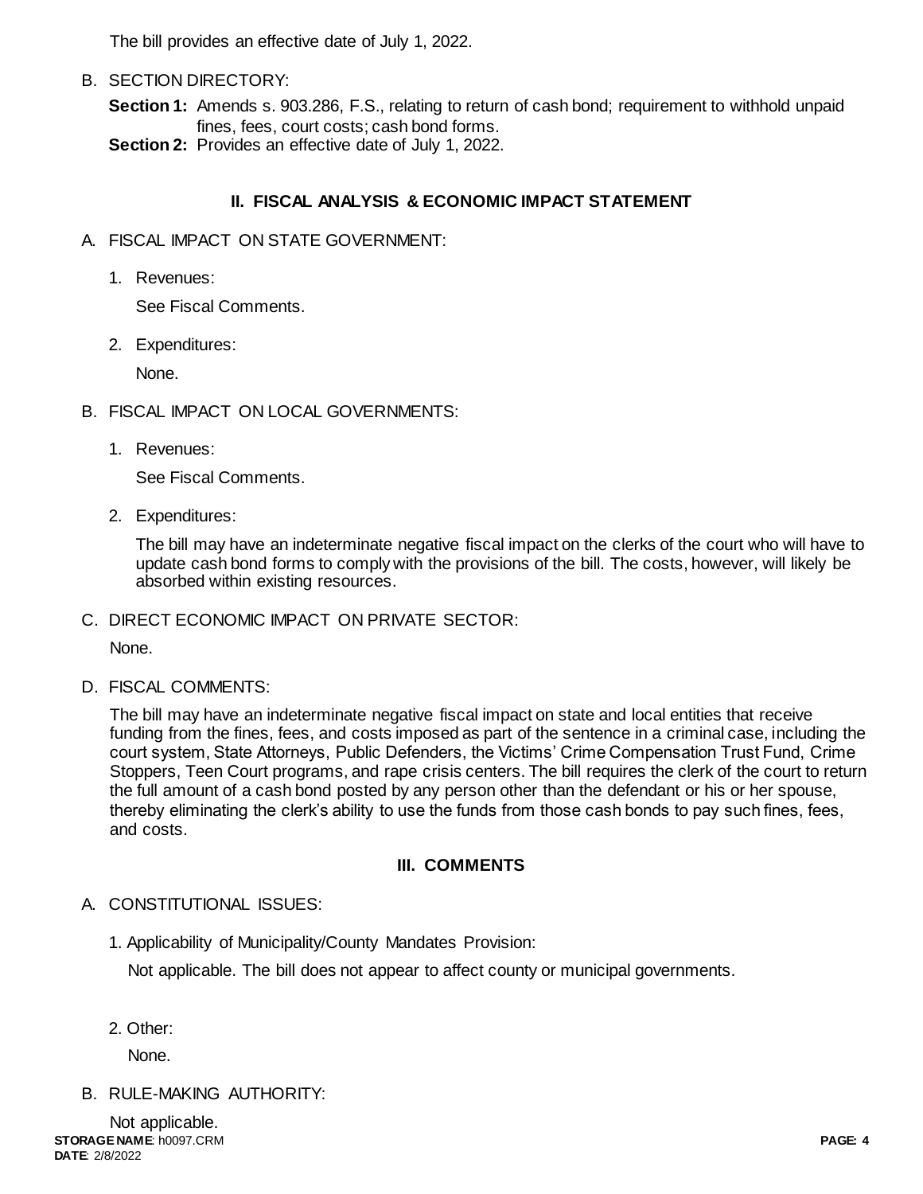The bill provides an effective date of July 1, 2022.

B. SECTION DIRECTORY:

**Section 1:** Amends s. 903.286, F.S., relating to return of cash bond; requirement to withhold unpaid fines, fees, court costs; cash bond forms.
**Section 2:** Provides an effective date of July 1, 2022.

## II. FISCAL ANALYSIS & ECONOMIC IMPACT STATEMENT

A. FISCAL IMPACT ON STATE GOVERNMENT:

1. Revenues:

   See Fiscal Comments.

2. Expenditures:

   None.

B. FISCAL IMPACT ON LOCAL GOVERNMENTS:

1. Revenues:

   See Fiscal Comments.

2. Expenditures:

   The bill may have an indeterminate negative fiscal impact on the clerks of the court who will have to update cash bond forms to comply with the provisions of the bill. The costs, however, will likely be absorbed within existing resources.

C. DIRECT ECONOMIC IMPACT ON PRIVATE SECTOR:

None.

D. FISCAL COMMENTS:

The bill may have an indeterminate negative fiscal impact on state and local entities that receive funding from the fines, fees, and costs imposed as part of the sentence in a criminal case, including the court system, State Attorneys, Public Defenders, the Victims' Crime Compensation Trust Fund, Crime Stoppers, Teen Court programs, and rape crisis centers. The bill requires the clerk of the court to return the full amount of a cash bond posted by any person other than the defendant or his or her spouse, thereby eliminating the clerk's ability to use the funds from those cash bonds to pay such fines, fees, and costs.

## III. COMMENTS

A. CONSTITUTIONAL ISSUES:

1. Applicability of Municipality/County Mandates Provision:

   Not applicable. The bill does not appear to affect county or municipal governments.

2. Other:

   None.

B. RULE-MAKING AUTHORITY:

Not applicable.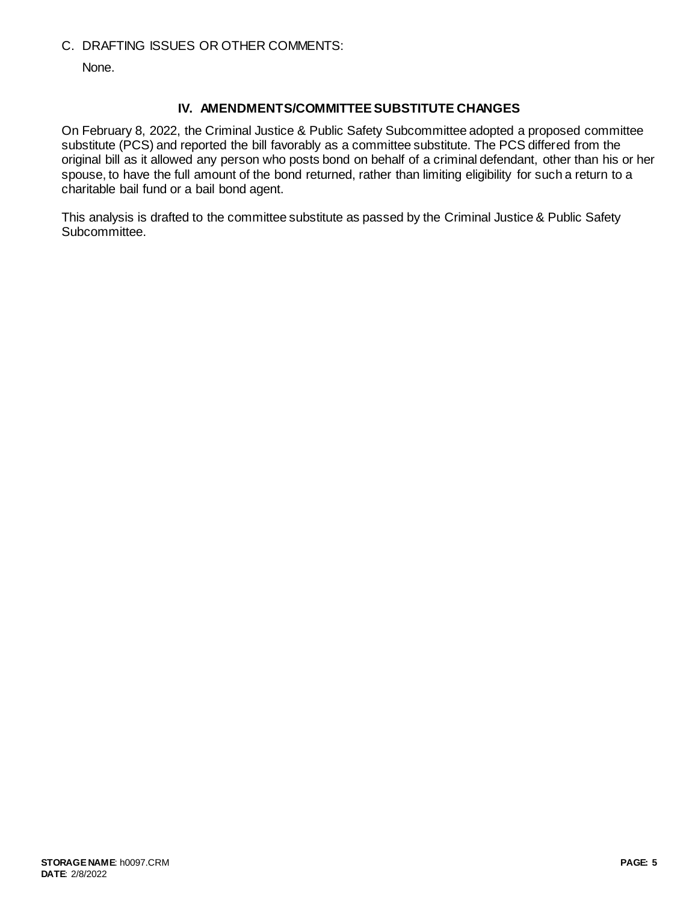C. DRAFTING ISSUES OR OTHER COMMENTS:

None.

## IV. AMENDMENTS/COMMITTEE SUBSTITUTE CHANGES

On February 8, 2022, the Criminal Justice & Public Safety Subcommittee adopted a proposed committee substitute (PCS) and reported the bill favorably as a committee substitute. The PCS differed from the original bill as it allowed any person who posts bond on behalf of a criminal defendant, other than his or her spouse, to have the full amount of the bond returned, rather than limiting eligibility for such a return to a charitable bail fund or a bail bond agent.

This analysis is drafted to the committee substitute as passed by the Criminal Justice & Public Safety Subcommittee.